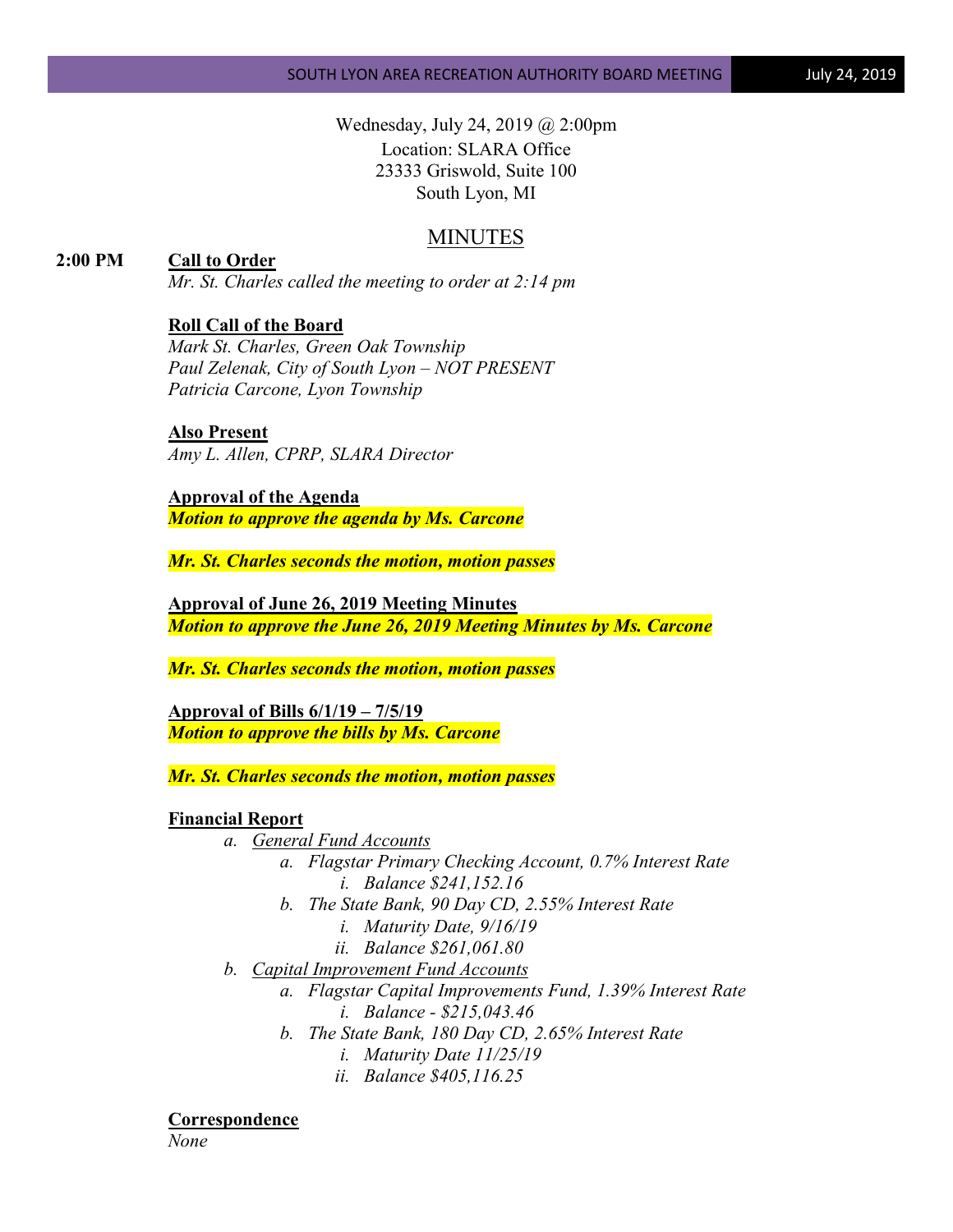Wednesday, July 24, 2019 @ 2:00pm
Location: SLARA Office
23333 Griswold, Suite 100
South Lyon, MI

# MINUTES

**2:00 PM** **Call to Order**

*Mr. St. Charles called the meeting to order at 2:14 pm*

**Roll Call of the Board**

*Mark St. Charles, Green Oak Township*
*Paul Zelenak, City of South Lyon – NOT PRESENT*
*Patricia Carcone, Lyon Township*

**Also Present**

*Amy L. Allen, CPRP, SLARA Director*

**Approval of the Agenda**

***Motion to approve the agenda by Ms. Carcone***

***Mr. St. Charles seconds the motion, motion passes***

**Approval of June 26, 2019 Meeting Minutes**

***Motion to approve the June 26, 2019 Meeting Minutes by Ms. Carcone***

***Mr. St. Charles seconds the motion, motion passes***

**Approval of Bills 6/1/19 – 7/5/19**

***Motion to approve the bills by Ms. Carcone***

***Mr. St. Charles seconds the motion, motion passes***

**Financial Report**

a. *General Fund Accounts*
   a. *Flagstar Primary Checking Account, 0.7% Interest Rate*
      i. *Balance $241,152.16*
   b. *The State Bank, 90 Day CD, 2.55% Interest Rate*
      i. *Maturity Date, 9/16/19*
      ii. *Balance $261,061.80*
b. *Capital Improvement Fund Accounts*
   a. *Flagstar Capital Improvements Fund, 1.39% Interest Rate*
      i. *Balance - $215,043.46*
   b. *The State Bank, 180 Day CD, 2.65% Interest Rate*
      i. *Maturity Date 11/25/19*
      ii. *Balance $405,116.25*

**Correspondence**

*None*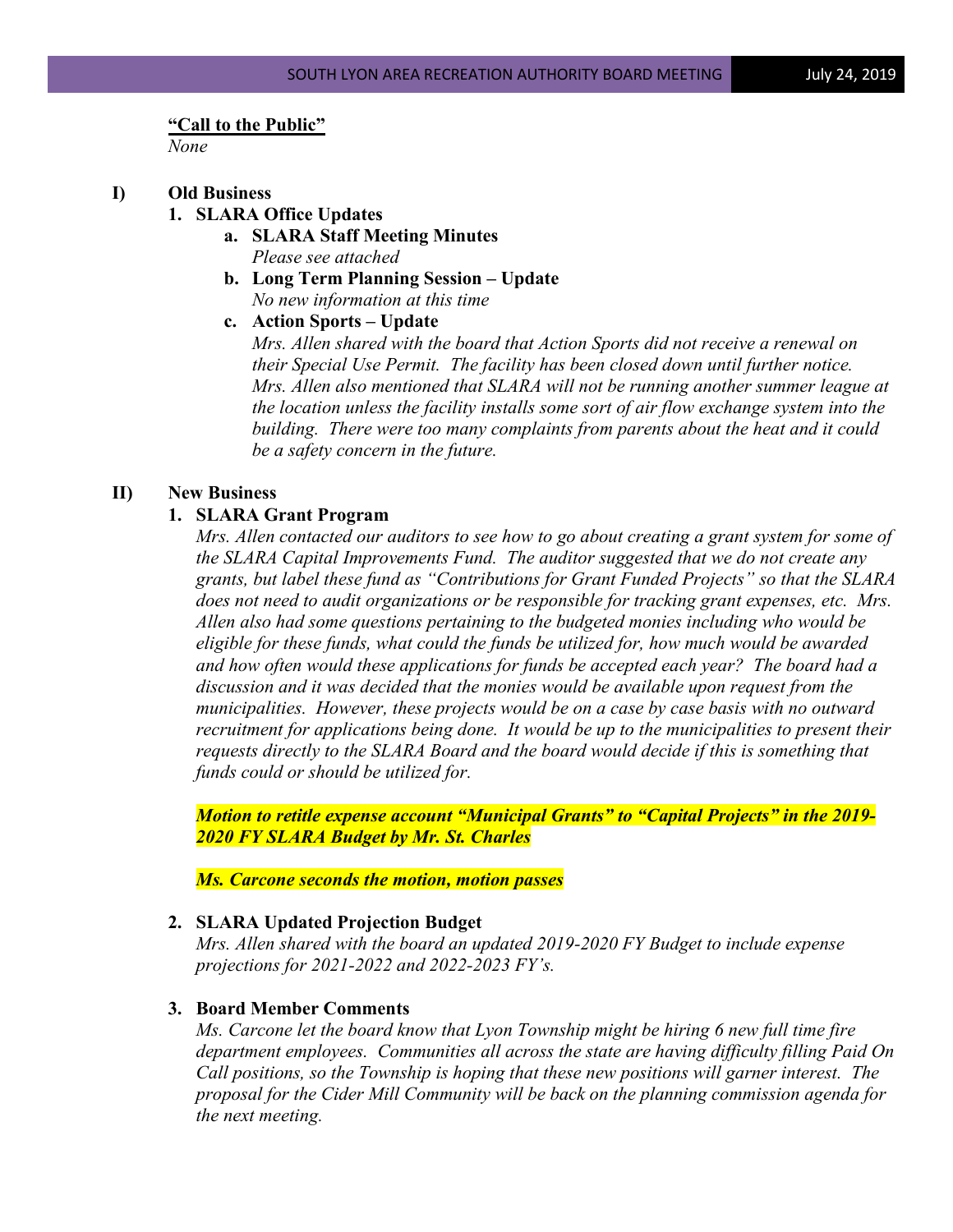**"Call to the Public"**

*None*

**I) Old Business**

**1. SLARA Office Updates**

**a. SLARA Staff Meeting Minutes**

*Please see attached*

**b. Long Term Planning Session – Update**

*No new information at this time*

**c. Action Sports – Update**

*Mrs. Allen shared with the board that Action Sports did not receive a renewal on their Special Use Permit. The facility has been closed down until further notice. Mrs. Allen also mentioned that SLARA will not be running another summer league at the location unless the facility installs some sort of air flow exchange system into the building. There were too many complaints from parents about the heat and it could be a safety concern in the future.*

**II) New Business**

**1. SLARA Grant Program**

*Mrs. Allen contacted our auditors to see how to go about creating a grant system for some of the SLARA Capital Improvements Fund. The auditor suggested that we do not create any grants, but label these fund as "Contributions for Grant Funded Projects" so that the SLARA does not need to audit organizations or be responsible for tracking grant expenses, etc. Mrs. Allen also had some questions pertaining to the budgeted monies including who would be eligible for these funds, what could the funds be utilized for, how much would be awarded and how often would these applications for funds be accepted each year? The board had a discussion and it was decided that the monies would be available upon request from the municipalities. However, these projects would be on a case by case basis with no outward recruitment for applications being done. It would be up to the municipalities to present their requests directly to the SLARA Board and the board would decide if this is something that funds could or should be utilized for.*

***Motion to retitle expense account "Municipal Grants" to "Capital Projects" in the 2019-2020 FY SLARA Budget by Mr. St. Charles***

***Ms. Carcone seconds the motion, motion passes***

**2. SLARA Updated Projection Budget**

*Mrs. Allen shared with the board an updated 2019-2020 FY Budget to include expense projections for 2021-2022 and 2022-2023 FY's.*

**3. Board Member Comments**

*Ms. Carcone let the board know that Lyon Township might be hiring 6 new full time fire department employees. Communities all across the state are having difficulty filling Paid On Call positions, so the Township is hoping that these new positions will garner interest. The proposal for the Cider Mill Community will be back on the planning commission agenda for the next meeting.*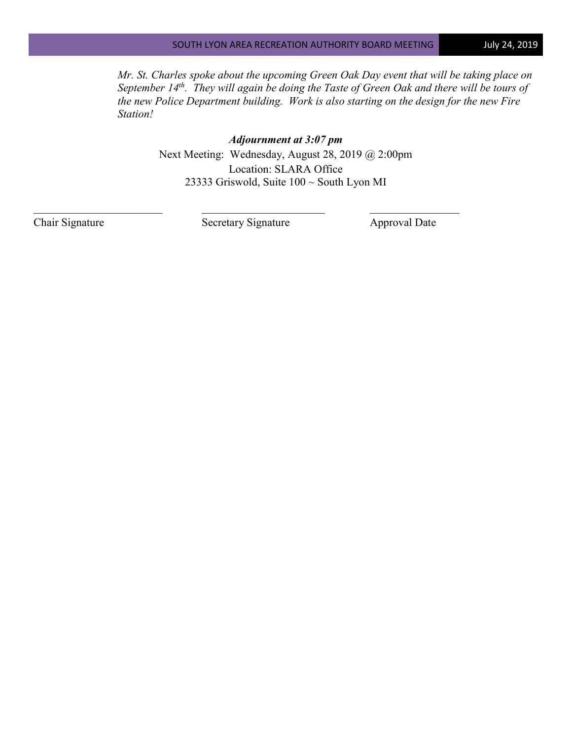*Mr. St. Charles spoke about the upcoming Green Oak Day event that will be taking place on September 14th. They will again be doing the Taste of Green Oak and there will be tours of the new Police Department building. Work is also starting on the design for the new Fire Station!*

***Adjournment at 3:07 pm***

Next Meeting: Wednesday, August 28, 2019 @ 2:00pm
Location: SLARA Office
23333 Griswold, Suite 100 ~ South Lyon MI

| | | |
|---|---|---|
| \_\_\_\_\_\_\_\_\_\_\_\_\_\_\_\_\_\_\_\_\_\_\_\_ | \_\_\_\_\_\_\_\_\_\_\_\_\_\_\_\_\_\_\_\_\_\_\_\_ | \_\_\_\_\_\_\_\_\_\_\_\_\_\_\_\_\_\_ |
| Chair Signature | Secretary Signature | Approval Date |